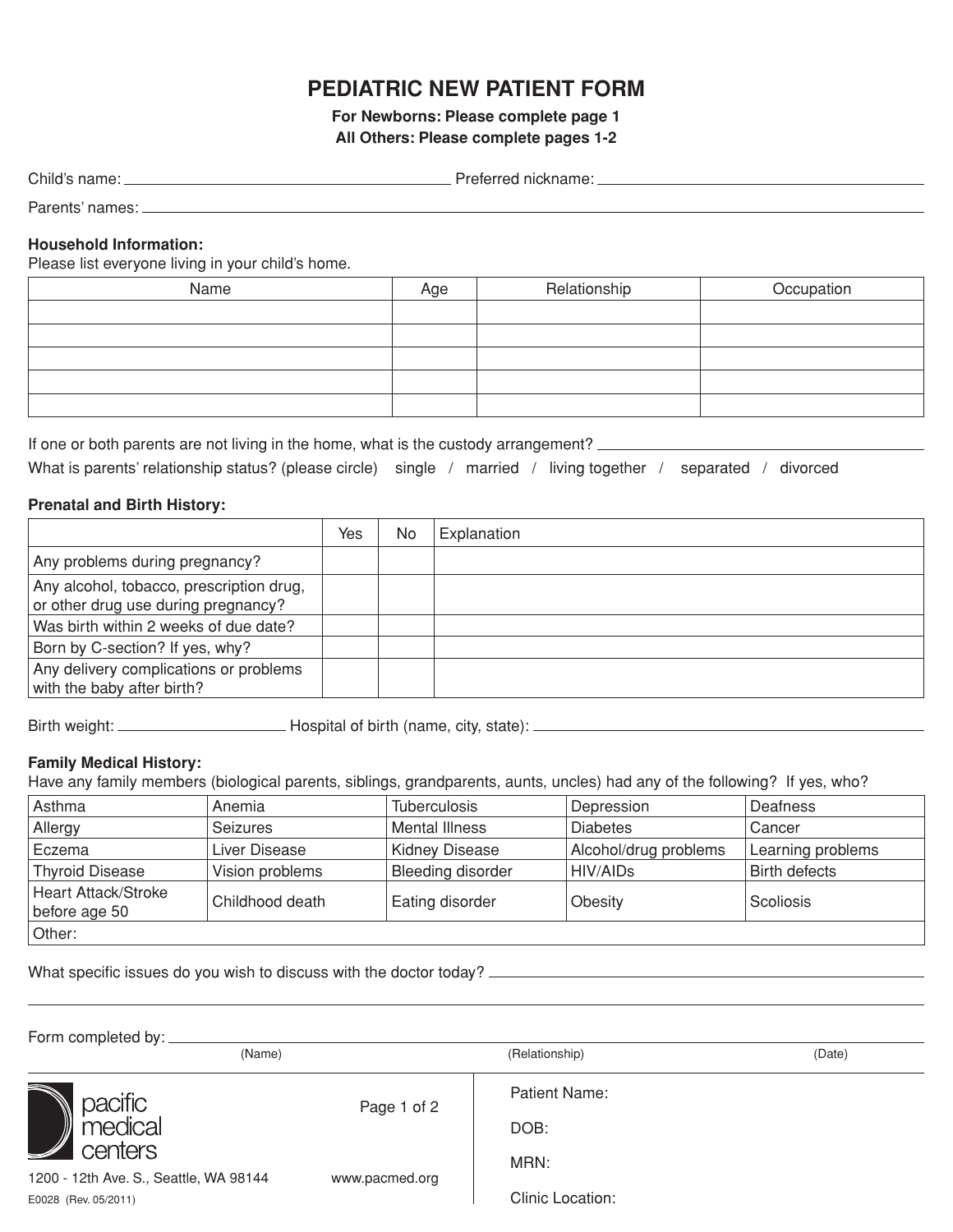# PEDIATRIC NEW PATIENT FORM

**For Newborns: Please complete page 1**
**All Others: Please complete pages 1-2**

Child's name: ______________________ Preferred nickname: ______________________

Parents' names: ______________________

**Household Information:**
Please list everyone living in your child's home.

| Name | Age | Relationship | Occupation |
|---|---|---|---|
| | | | |
| | | | |
| | | | |
| | | | |
| | | | |

If one or both parents are not living in the home, what is the custody arrangement? ______________________

What is parents' relationship status? (please circle) single / married / living together / separated / divorced

**Prenatal and Birth History:**

| | Yes | No | Explanation |
|---|---|---|---|
| Any problems during pregnancy? | | | |
| Any alcohol, tobacco, prescription drug, or other drug use during pregnancy? | | | |
| Was birth within 2 weeks of due date? | | | |
| Born by C-section? If yes, why? | | | |
| Any delivery complications or problems with the baby after birth? | | | |

Birth weight: ______________ Hospital of birth (name, city, state): ______________________

**Family Medical History:**
Have any family members (biological parents, siblings, grandparents, aunts, uncles) had any of the following? If yes, who?

| | | | | |
|---|---|---|---|---|
| Asthma | Anemia | Tuberculosis | Depression | Deafness |
| Allergy | Seizures | Mental Illness | Diabetes | Cancer |
| Eczema | Liver Disease | Kidney Disease | Alcohol/drug problems | Learning problems |
| Thyroid Disease | Vision problems | Bleeding disorder | HIV/AIDs | Birth defects |
| Heart Attack/Stroke before age 50 | Childhood death | Eating disorder | Obesity | Scoliosis |
| Other: | | | | |

What specific issues do you wish to discuss with the doctor today? ______________________

______________________

Form completed by: ______________________
(Name) (Relationship) (Date)

pacific medical centers

1200 - 12th Ave. S., Seattle, WA 98144 www.pacmed.org

E0028 (Rev. 05/2011)

Patient Name:

DOB:

MRN:

Clinic Location: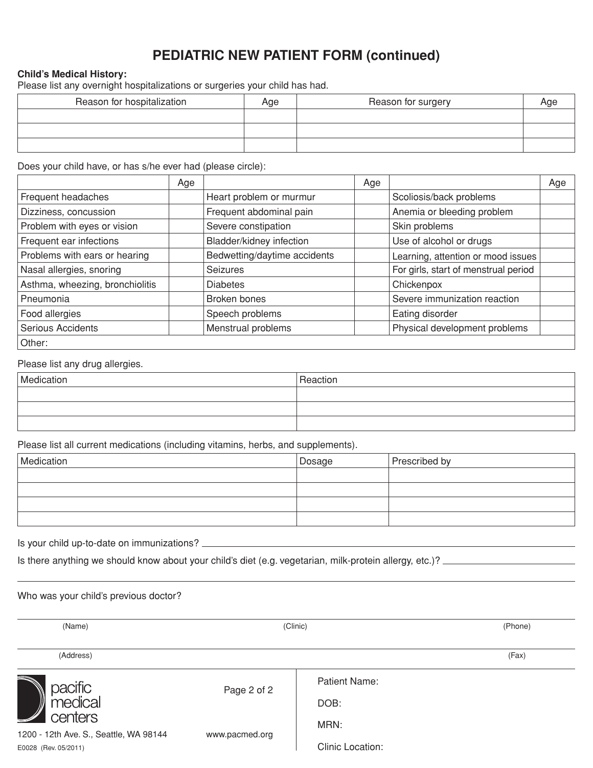# PEDIATRIC NEW PATIENT FORM (continued)

**Child's Medical History:**
Please list any overnight hospitalizations or surgeries your child has had.

| Reason for hospitalization | Age | Reason for surgery | Age |
|---|---|---|---|
| | | | |
| | | | |
| | | | |

Does your child have, or has s/he ever had (please circle):

| | Age | | Age | | Age |
|---|---|---|---|---|---|
| Frequent headaches | | Heart problem or murmur | | Scoliosis/back problems | |
| Dizziness, concussion | | Frequent abdominal pain | | Anemia or bleeding problem | |
| Problem with eyes or vision | | Severe constipation | | Skin problems | |
| Frequent ear infections | | Bladder/kidney infection | | Use of alcohol or drugs | |
| Problems with ears or hearing | | Bedwetting/daytime accidents | | Learning, attention or mood issues | |
| Nasal allergies, snoring | | Seizures | | For girls, start of menstrual period | |
| Asthma, wheezing, bronchiolitis | | Diabetes | | Chickenpox | |
| Pneumonia | | Broken bones | | Severe immunization reaction | |
| Food allergies | | Speech problems | | Eating disorder | |
| Serious Accidents | | Menstrual problems | | Physical development problems | |
| Other: | | | | | |

Please list any drug allergies.

| Medication | Reaction |
|---|---|
| | |
| | |
| | |

Please list all current medications (including vitamins, herbs, and supplements).

| Medication | Dosage | Prescribed by |
|---|---|---|
| | | |
| | | |
| | | |
| | | |

Is your child up-to-date on immunizations? ____________________

Is there anything we should know about your child's diet (e.g. vegetarian, milk-protein allergy, etc.)? ____________________

Who was your child's previous doctor?

(Name) (Clinic) (Phone)

(Address) (Fax)

pacific medical centers

1200 - 12th Ave. S., Seattle, WA 98144

www.pacmed.org

E0028 (Rev. 05/2011)

Patient Name:

DOB:

MRN:

Clinic Location: